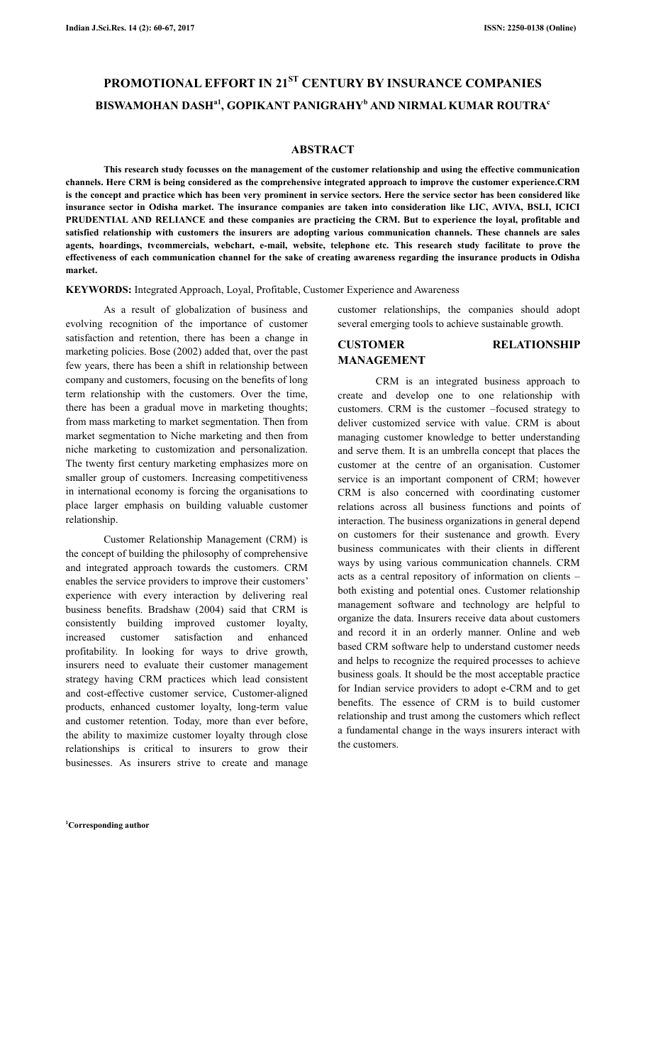# PROMOTIONAL EFFORT IN 21$^{ST}$ CENTURY BY INSURANCE COMPANIES

**BISWAMOHAN DASH[a1], GOPIKANT PANIGRAHY[b] AND NIRMAL KUMAR ROUTRA[c]**

## ABSTRACT

**This research study focusses on the management of the customer relationship and using the effective communication channels. Here CRM is being considered as the comprehensive integrated approach to improve the customer experience.CRM is the concept and practice which has been very prominent in service sectors. Here the service sector has been considered like insurance sector in Odisha market. The insurance companies are taken into consideration like LIC, AVIVA, BSLI, ICICI PRUDENTIAL AND RELIANCE and these companies are practicing the CRM. But to experience the loyal, profitable and satisfied relationship with customers the insurers are adopting various communication channels. These channels are sales agents, hoardings, tvcommercials, webchart, e-mail, website, telephone etc. This research study facilitate to prove the effectiveness of each communication channel for the sake of creating awareness regarding the insurance products in Odisha market.**

**KEYWORDS:** Integrated Approach, Loyal, Profitable, Customer Experience and Awareness

As a result of globalization of business and evolving recognition of the importance of customer satisfaction and retention, there has been a change in marketing policies. Bose (2002) added that, over the past few years, there has been a shift in relationship between company and customers, focusing on the benefits of long term relationship with the customers. Over the time, there has been a gradual move in marketing thoughts; from mass marketing to market segmentation. Then from market segmentation to Niche marketing and then from niche marketing to customization and personalization. The twenty first century marketing emphasizes more on smaller group of customers. Increasing competitiveness in international economy is forcing the organisations to place larger emphasis on building valuable customer relationship.

Customer Relationship Management (CRM) is the concept of building the philosophy of comprehensive and integrated approach towards the customers. CRM enables the service providers to improve their customers' experience with every interaction by delivering real business benefits. Bradshaw (2004) said that CRM is consistently building improved customer loyalty, increased customer satisfaction and enhanced profitability. In looking for ways to drive growth, insurers need to evaluate their customer management strategy having CRM practices which lead consistent and cost-effective customer service, Customer-aligned products, enhanced customer loyalty, long-term value and customer retention. Today, more than ever before, the ability to maximize customer loyalty through close relationships is critical to insurers to grow their businesses. As insurers strive to create and manage customer relationships, the companies should adopt several emerging tools to achieve sustainable growth.

## CUSTOMER RELATIONSHIP MANAGEMENT

CRM is an integrated business approach to create and develop one to one relationship with customers. CRM is the customer –focused strategy to deliver customized service with value. CRM is about managing customer knowledge to better understanding and serve them. It is an umbrella concept that places the customer at the centre of an organisation. Customer service is an important component of CRM; however CRM is also concerned with coordinating customer relations across all business functions and points of interaction. The business organizations in general depend on customers for their sustenance and growth. Every business communicates with their clients in different ways by using various communication channels. CRM acts as a central repository of information on clients – both existing and potential ones. Customer relationship management software and technology are helpful to organize the data. Insurers receive data about customers and record it in an orderly manner. Online and web based CRM software help to understand customer needs and helps to recognize the required processes to achieve business goals. It should be the most acceptable practice for Indian service providers to adopt e-CRM and to get benefits. The essence of CRM is to build customer relationship and trust among the customers which reflect a fundamental change in the ways insurers interact with the customers.

[1]**Corresponding author**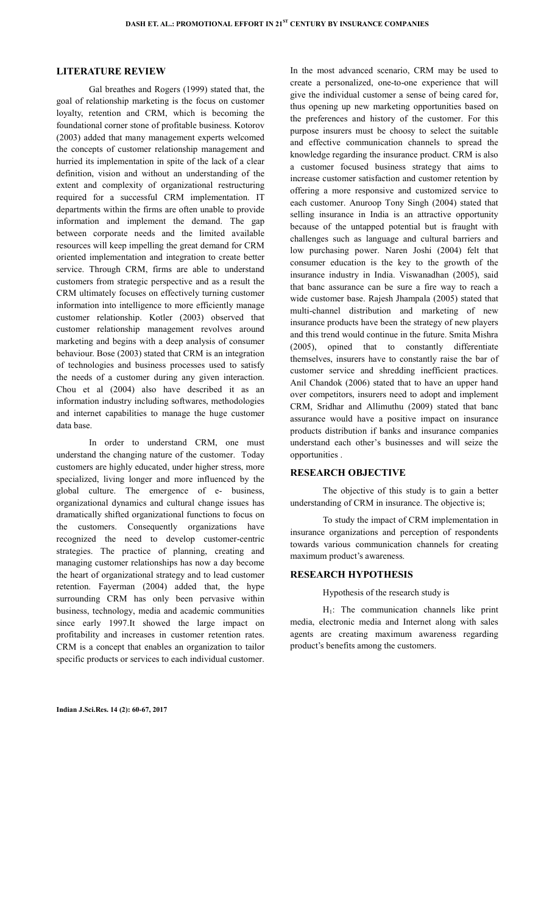## LITERATURE REVIEW

Gal breathes and Rogers (1999) stated that, the goal of relationship marketing is the focus on customer loyalty, retention and CRM, which is becoming the foundational corner stone of profitable business. Kotorov (2003) added that many management experts welcomed the concepts of customer relationship management and hurried its implementation in spite of the lack of a clear definition, vision and without an understanding of the extent and complexity of organizational restructuring required for a successful CRM implementation. IT departments within the firms are often unable to provide information and implement the demand. The gap between corporate needs and the limited available resources will keep impelling the great demand for CRM oriented implementation and integration to create better service. Through CRM, firms are able to understand customers from strategic perspective and as a result the CRM ultimately focuses on effectively turning customer information into intelligence to more efficiently manage customer relationship. Kotler (2003) observed that customer relationship management revolves around marketing and begins with a deep analysis of consumer behaviour. Bose (2003) stated that CRM is an integration of technologies and business processes used to satisfy the needs of a customer during any given interaction. Chou et al (2004) also have described it as an information industry including softwares, methodologies and internet capabilities to manage the huge customer data base.

In order to understand CRM, one must understand the changing nature of the customer. Today customers are highly educated, under higher stress, more specialized, living longer and more influenced by the global culture. The emergence of e- business, organizational dynamics and cultural change issues has dramatically shifted organizational functions to focus on the customers. Consequently organizations have recognized the need to develop customer-centric strategies. The practice of planning, creating and managing customer relationships has now a day become the heart of organizational strategy and to lead customer retention. Fayerman (2004) added that, the hype surrounding CRM has only been pervasive within business, technology, media and academic communities since early 1997.It showed the large impact on profitability and increases in customer retention rates. CRM is a concept that enables an organization to tailor specific products or services to each individual customer. In the most advanced scenario, CRM may be used to create a personalized, one-to-one experience that will give the individual customer a sense of being cared for, thus opening up new marketing opportunities based on the preferences and history of the customer. For this purpose insurers must be choosy to select the suitable and effective communication channels to spread the knowledge regarding the insurance product. CRM is also a customer focused business strategy that aims to increase customer satisfaction and customer retention by offering a more responsive and customized service to each customer. Anuroop Tony Singh (2004) stated that selling insurance in India is an attractive opportunity because of the untapped potential but is fraught with challenges such as language and cultural barriers and low purchasing power. Naren Joshi (2004) felt that consumer education is the key to the growth of the insurance industry in India. Viswanadhan (2005), said that banc assurance can be sure a fire way to reach a wide customer base. Rajesh Jhampala (2005) stated that multi-channel distribution and marketing of new insurance products have been the strategy of new players and this trend would continue in the future. Smita Mishra (2005), opined that to constantly differentiate themselves, insurers have to constantly raise the bar of customer service and shredding inefficient practices. Anil Chandok (2006) stated that to have an upper hand over competitors, insurers need to adopt and implement CRM, Sridhar and Allimuthu (2009) stated that banc assurance would have a positive impact on insurance products distribution if banks and insurance companies understand each other's businesses and will seize the opportunities .

## RESEARCH OBJECTIVE

The objective of this study is to gain a better understanding of CRM in insurance. The objective is;

To study the impact of CRM implementation in insurance organizations and perception of respondents towards various communication channels for creating maximum product's awareness.

## RESEARCH HYPOTHESIS

Hypothesis of the research study is

$H_1$: The communication channels like print media, electronic media and Internet along with sales agents are creating maximum awareness regarding product's benefits among the customers.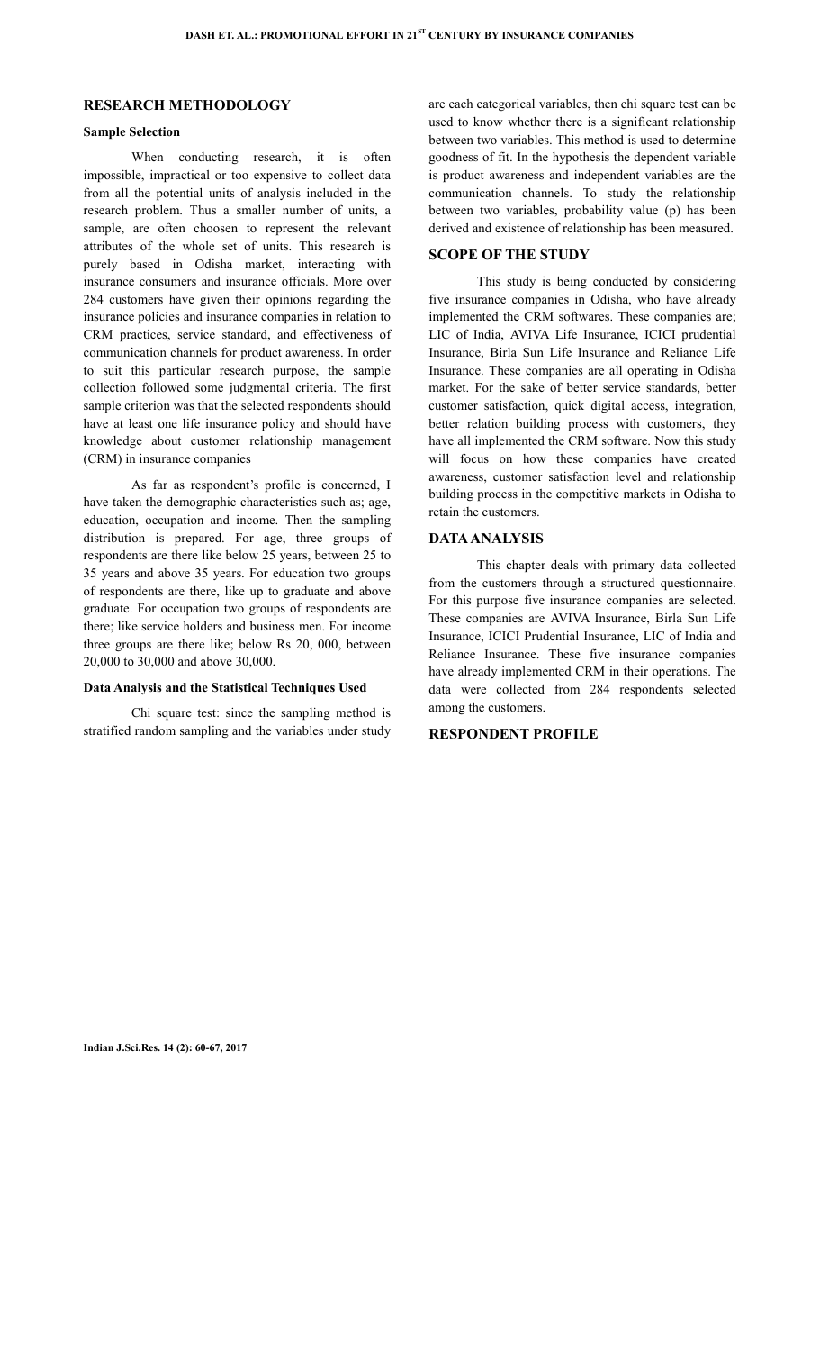## RESEARCH METHODOLOGY

### Sample Selection

When conducting research, it is often impossible, impractical or too expensive to collect data from all the potential units of analysis included in the research problem. Thus a smaller number of units, a sample, are often choosen to represent the relevant attributes of the whole set of units. This research is purely based in Odisha market, interacting with insurance consumers and insurance officials. More over 284 customers have given their opinions regarding the insurance policies and insurance companies in relation to CRM practices, service standard, and effectiveness of communication channels for product awareness. In order to suit this particular research purpose, the sample collection followed some judgmental criteria. The first sample criterion was that the selected respondents should have at least one life insurance policy and should have knowledge about customer relationship management (CRM) in insurance companies

As far as respondent's profile is concerned, I have taken the demographic characteristics such as; age, education, occupation and income. Then the sampling distribution is prepared. For age, three groups of respondents are there like below 25 years, between 25 to 35 years and above 35 years. For education two groups of respondents are there, like up to graduate and above graduate. For occupation two groups of respondents are there; like service holders and business men. For income three groups are there like; below Rs 20, 000, between 20,000 to 30,000 and above 30,000.

### Data Analysis and the Statistical Techniques Used

Chi square test: since the sampling method is stratified random sampling and the variables under study are each categorical variables, then chi square test can be used to know whether there is a significant relationship between two variables. This method is used to determine goodness of fit. In the hypothesis the dependent variable is product awareness and independent variables are the communication channels. To study the relationship between two variables, probability value (p) has been derived and existence of relationship has been measured.

## SCOPE OF THE STUDY

This study is being conducted by considering five insurance companies in Odisha, who have already implemented the CRM softwares. These companies are; LIC of India, AVIVA Life Insurance, ICICI prudential Insurance, Birla Sun Life Insurance and Reliance Life Insurance. These companies are all operating in Odisha market. For the sake of better service standards, better customer satisfaction, quick digital access, integration, better relation building process with customers, they have all implemented the CRM software. Now this study will focus on how these companies have created awareness, customer satisfaction level and relationship building process in the competitive markets in Odisha to retain the customers.

## DATA ANALYSIS

This chapter deals with primary data collected from the customers through a structured questionnaire. For this purpose five insurance companies are selected. These companies are AVIVA Insurance, Birla Sun Life Insurance, ICICI Prudential Insurance, LIC of India and Reliance Insurance. These five insurance companies have already implemented CRM in their operations. The data were collected from 284 respondents selected among the customers.

## RESPONDENT PROFILE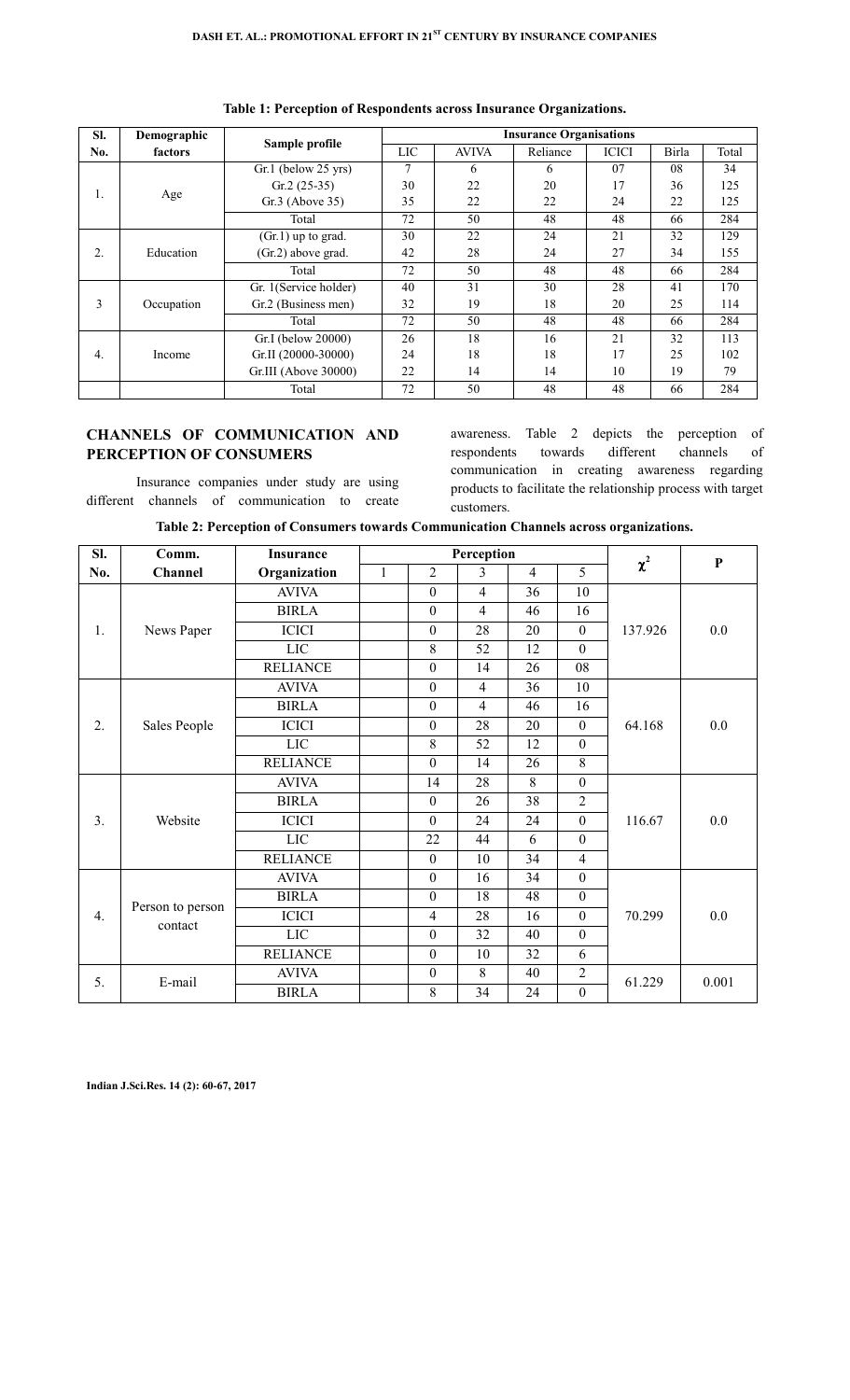**Table 1: Perception of Respondents across Insurance Organizations.**

| Sl. No. | Demographic factors | Sample profile | Insurance Organisations | | | | | |
|---|---|---|---|---|---|---|---|---|
| | | | LIC | AVIVA | Reliance | ICICI | Birla | Total |
| 1. | Age | Gr.1 (below 25 yrs) | 7 | 6 | 6 | 07 | 08 | 34 |
| | | Gr.2 (25-35) | 30 | 22 | 20 | 17 | 36 | 125 |
| | | Gr.3 (Above 35) | 35 | 22 | 22 | 24 | 22 | 125 |
| | | Total | 72 | 50 | 48 | 48 | 66 | 284 |
| 2. | Education | (Gr.1) up to grad. | 30 | 22 | 24 | 21 | 32 | 129 |
| | | (Gr.2) above grad. | 42 | 28 | 24 | 27 | 34 | 155 |
| | | Total | 72 | 50 | 48 | 48 | 66 | 284 |
| 3 | Occupation | Gr. 1(Service holder) | 40 | 31 | 30 | 28 | 41 | 170 |
| | | Gr.2 (Business men) | 32 | 19 | 18 | 20 | 25 | 114 |
| | | Total | 72 | 50 | 48 | 48 | 66 | 284 |
| 4. | Income | Gr.I (below 20000) | 26 | 18 | 16 | 21 | 32 | 113 |
| | | Gr.II (20000-30000) | 24 | 18 | 18 | 17 | 25 | 102 |
| | | Gr.III (Above 30000) | 22 | 14 | 14 | 10 | 19 | 79 |
| | | Total | 72 | 50 | 48 | 48 | 66 | 284 |

## CHANNELS OF COMMUNICATION AND PERCEPTION OF CONSUMERS

Insurance companies under study are using different channels of communication to create awareness. Table 2 depicts the perception of respondents towards different channels of communication in creating awareness regarding products to facilitate the relationship process with target customers.

**Table 2: Perception of Consumers towards Communication Channels across organizations.**

| Sl. No. | Comm. Channel | Insurance Organization | Perception | | | | | $\chi^2$ | P |
|---|---|---|---|---|---|---|---|---|---|
| | | | 1 | 2 | 3 | 4 | 5 | | |
| 1. | News Paper | AVIVA | | 0 | 4 | 36 | 10 | 137.926 | 0.0 |
| | | BIRLA | | 0 | 4 | 46 | 16 | | |
| | | ICICI | | 0 | 28 | 20 | 0 | | |
| | | LIC | | 8 | 52 | 12 | 0 | | |
| | | RELIANCE | | 0 | 14 | 26 | 08 | | |
| 2. | Sales People | AVIVA | | 0 | 4 | 36 | 10 | 64.168 | 0.0 |
| | | BIRLA | | 0 | 4 | 46 | 16 | | |
| | | ICICI | | 0 | 28 | 20 | 0 | | |
| | | LIC | | 8 | 52 | 12 | 0 | | |
| | | RELIANCE | | 0 | 14 | 26 | 8 | | |
| 3. | Website | AVIVA | | 14 | 28 | 8 | 0 | 116.67 | 0.0 |
| | | BIRLA | | 0 | 26 | 38 | 2 | | |
| | | ICICI | | 0 | 24 | 24 | 0 | | |
| | | LIC | | 22 | 44 | 6 | 0 | | |
| | | RELIANCE | | 0 | 10 | 34 | 4 | | |
| 4. | Person to person contact | AVIVA | | 0 | 16 | 34 | 0 | 70.299 | 0.0 |
| | | BIRLA | | 0 | 18 | 48 | 0 | | |
| | | ICICI | | 4 | 28 | 16 | 0 | | |
| | | LIC | | 0 | 32 | 40 | 0 | | |
| | | RELIANCE | | 0 | 10 | 32 | 6 | | |
| 5. | E-mail | AVIVA | | 0 | 8 | 40 | 2 | 61.229 | 0.001 |
| | | BIRLA | | 8 | 34 | 24 | 0 | | |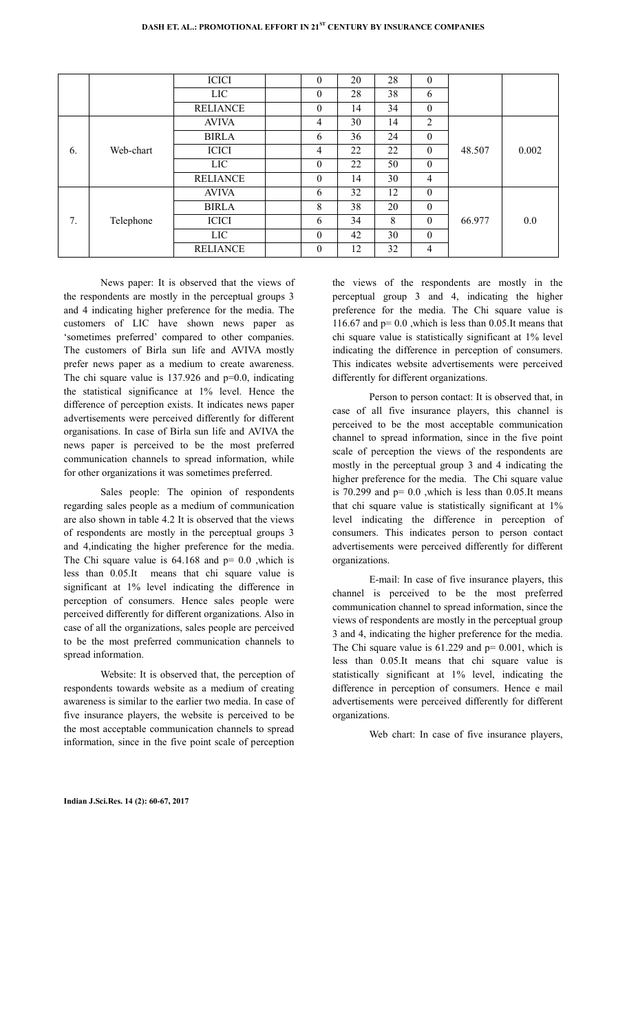| | | ICICI | | 0 | 20 | 28 | 0 | | |
|---|---|---|---|---|---|---|---|---|---|
| | | LIC | | 0 | 28 | 38 | 6 | | |
| | | RELIANCE | | 0 | 14 | 34 | 0 | | |
| 6. | Web-chart | AVIVA | | 4 | 30 | 14 | 2 | 48.507 | 0.002 |
| | | BIRLA | | 6 | 36 | 24 | 0 | | |
| | | ICICI | | 4 | 22 | 22 | 0 | | |
| | | LIC | | 0 | 22 | 50 | 0 | | |
| | | RELIANCE | | 0 | 14 | 30 | 4 | | |
| 7. | Telephone | AVIVA | | 6 | 32 | 12 | 0 | 66.977 | 0.0 |
| | | BIRLA | | 8 | 38 | 20 | 0 | | |
| | | ICICI | | 6 | 34 | 8 | 0 | | |
| | | LIC | | 0 | 42 | 30 | 0 | | |
| | | RELIANCE | | 0 | 12 | 32 | 4 | | |

News paper: It is observed that the views of the respondents are mostly in the perceptual groups 3 and 4 indicating higher preference for the media. The customers of LIC have shown news paper as 'sometimes preferred' compared to other companies. The customers of Birla sun life and AVIVA mostly prefer news paper as a medium to create awareness. The chi square value is 137.926 and p=0.0, indicating the statistical significance at 1% level. Hence the difference of perception exists. It indicates news paper advertisements were perceived differently for different organisations. In case of Birla sun life and AVIVA the news paper is perceived to be the most preferred communication channels to spread information, while for other organizations it was sometimes preferred.

Sales people: The opinion of respondents regarding sales people as a medium of communication are also shown in table 4.2 It is observed that the views of respondents are mostly in the perceptual groups 3 and 4,indicating the higher preference for the media. The Chi square value is 64.168 and p= 0.0 ,which is less than 0.05.It means that chi square value is significant at 1% level indicating the difference in perception of consumers. Hence sales people were perceived differently for different organizations. Also in case of all the organizations, sales people are perceived to be the most preferred communication channels to spread information.

Website: It is observed that, the perception of respondents towards website as a medium of creating awareness is similar to the earlier two media. In case of five insurance players, the website is perceived to be the most acceptable communication channels to spread information, since in the five point scale of perception the views of the respondents are mostly in the perceptual group 3 and 4, indicating the higher preference for the media. The Chi square value is 116.67 and p= 0.0 ,which is less than 0.05.It means that chi square value is statistically significant at 1% level indicating the difference in perception of consumers. This indicates website advertisements were perceived differently for different organizations.

Person to person contact: It is observed that, in case of all five insurance players, this channel is perceived to be the most acceptable communication channel to spread information, since in the five point scale of perception the views of the respondents are mostly in the perceptual group 3 and 4 indicating the higher preference for the media. The Chi square value is 70.299 and p= 0.0 ,which is less than 0.05.It means that chi square value is statistically significant at 1% level indicating the difference in perception of consumers. This indicates person to person contact advertisements were perceived differently for different organizations.

E-mail: In case of five insurance players, this channel is perceived to be the most preferred communication channel to spread information, since the views of respondents are mostly in the perceptual group 3 and 4, indicating the higher preference for the media. The Chi square value is 61.229 and p= 0.001, which is less than 0.05.It means that chi square value is statistically significant at 1% level, indicating the difference in perception of consumers. Hence e mail advertisements were perceived differently for different organizations.

Web chart: In case of five insurance players,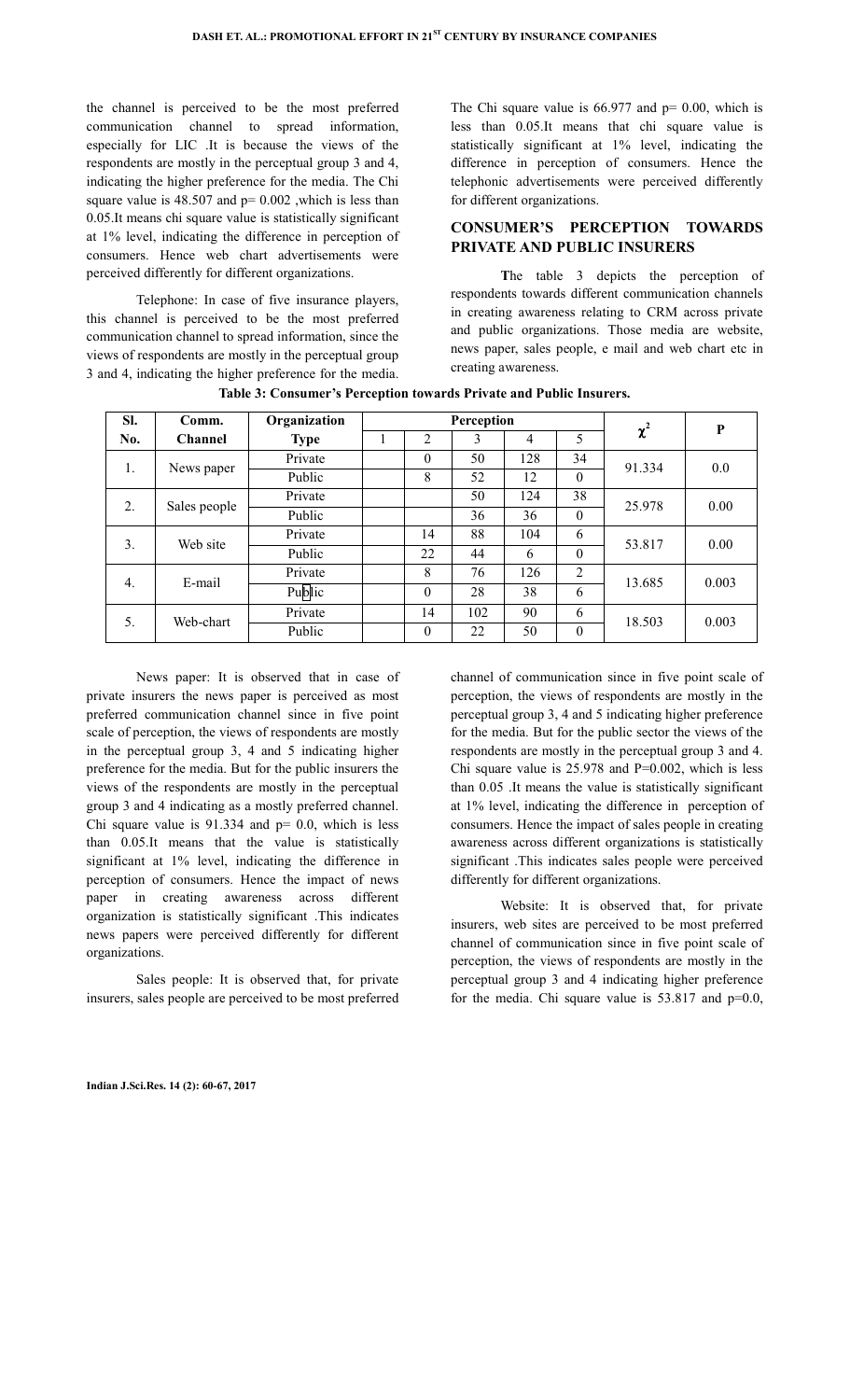the channel is perceived to be the most preferred communication channel to spread information, especially for LIC .It is because the views of the respondents are mostly in the perceptual group 3 and 4, indicating the higher preference for the media. The Chi square value is 48.507 and p= 0.002 ,which is less than 0.05.It means chi square value is statistically significant at 1% level, indicating the difference in perception of consumers. Hence web chart advertisements were perceived differently for different organizations.

Telephone: In case of five insurance players, this channel is perceived to be the most preferred communication channel to spread information, since the views of respondents are mostly in the perceptual group 3 and 4, indicating the higher preference for the media. The Chi square value is 66.977 and p= 0.00, which is less than 0.05.It means that chi square value is statistically significant at 1% level, indicating the difference in perception of consumers. Hence the telephonic advertisements were perceived differently for different organizations.

## CONSUMER'S PERCEPTION TOWARDS PRIVATE AND PUBLIC INSURERS

The table 3 depicts the perception of respondents towards different communication channels in creating awareness relating to CRM across private and public organizations. Those media are website, news paper, sales people, e mail and web chart etc in creating awareness.

**Table 3: Consumer's Perception towards Private and Public Insurers.**

| Sl. No. | Comm. Channel | Organization Type | Perception | | | | | $\chi^2$ | P |
|---|---|---|---|---|---|---|---|---|---|
| | | | 1 | 2 | 3 | 4 | 5 | | |
| 1. | News paper | Private | | 0 | 50 | 128 | 34 | 91.334 | 0.0 |
| | | Public | | 8 | 52 | 12 | 0 | | |
| 2. | Sales people | Private | | | 50 | 124 | 38 | 25.978 | 0.00 |
| | | Public | | | 36 | 36 | 0 | | |
| 3. | Web site | Private | | 14 | 88 | 104 | 6 | 53.817 | 0.00 |
| | | Public | | 22 | 44 | 6 | 0 | | |
| 4. | E-mail | Private | | 8 | 76 | 126 | 2 | 13.685 | 0.003 |
| | | Public | | 0 | 28 | 38 | 6 | | |
| 5. | Web-chart | Private | | 14 | 102 | 90 | 6 | 18.503 | 0.003 |
| | | Public | | 0 | 22 | 50 | 0 | | |

News paper: It is observed that in case of private insurers the news paper is perceived as most preferred communication channel since in five point scale of perception, the views of respondents are mostly in the perceptual group 3, 4 and 5 indicating higher preference for the media. But for the public insurers the views of the respondents are mostly in the perceptual group 3 and 4 indicating as a mostly preferred channel. Chi square value is 91.334 and p= 0.0, which is less than 0.05.It means that the value is statistically significant at 1% level, indicating the difference in perception of consumers. Hence the impact of news paper in creating awareness across different organization is statistically significant .This indicates news papers were perceived differently for different organizations.

Sales people: It is observed that, for private insurers, sales people are perceived to be most preferred channel of communication since in five point scale of perception, the views of respondents are mostly in the perceptual group 3, 4 and 5 indicating higher preference for the media. But for the public sector the views of the respondents are mostly in the perceptual group 3 and 4. Chi square value is 25.978 and P=0.002, which is less than 0.05 .It means the value is statistically significant at 1% level, indicating the difference in perception of consumers. Hence the impact of sales people in creating awareness across different organizations is statistically significant .This indicates sales people were perceived differently for different organizations.

Website: It is observed that, for private insurers, web sites are perceived to be most preferred channel of communication since in five point scale of perception, the views of respondents are mostly in the perceptual group 3 and 4 indicating higher preference for the media. Chi square value is 53.817 and p=0.0,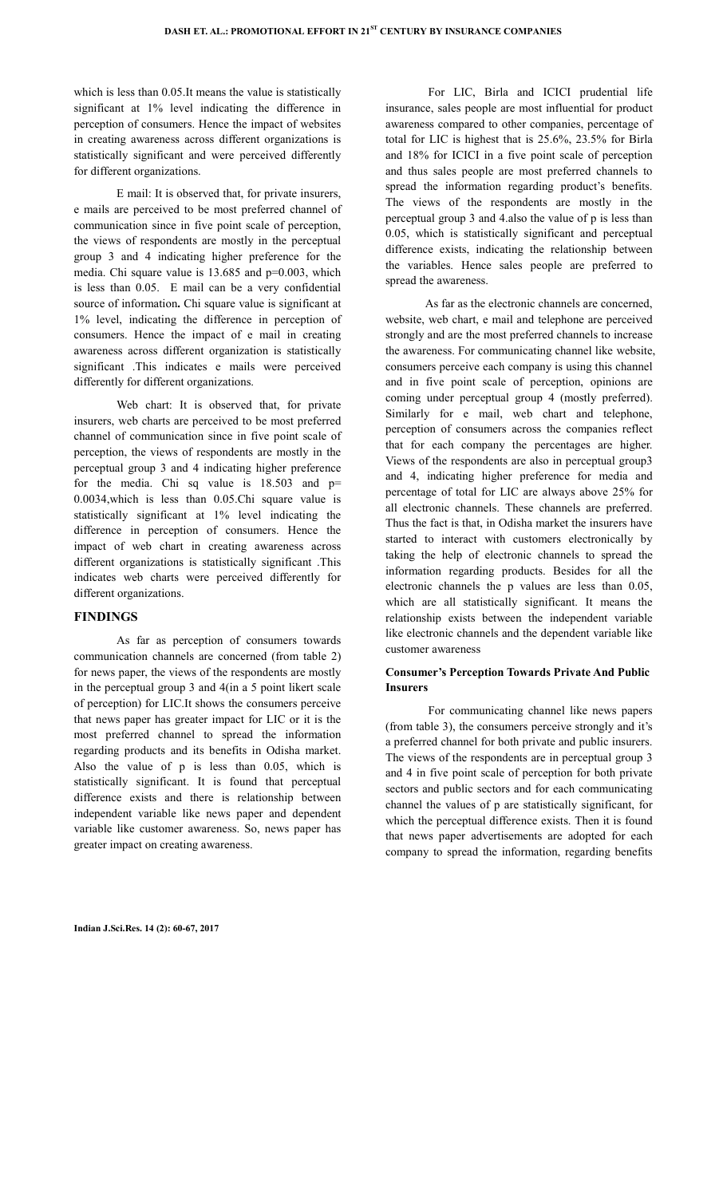which is less than 0.05.It means the value is statistically significant at 1% level indicating the difference in perception of consumers. Hence the impact of websites in creating awareness across different organizations is statistically significant and were perceived differently for different organizations.

E mail: It is observed that, for private insurers, e mails are perceived to be most preferred channel of communication since in five point scale of perception, the views of respondents are mostly in the perceptual group 3 and 4 indicating higher preference for the media. Chi square value is 13.685 and p=0.003, which is less than 0.05. E mail can be a very confidential source of information**.** Chi square value is significant at 1% level, indicating the difference in perception of consumers. Hence the impact of e mail in creating awareness across different organization is statistically significant .This indicates e mails were perceived differently for different organizations.

Web chart: It is observed that, for private insurers, web charts are perceived to be most preferred channel of communication since in five point scale of perception, the views of respondents are mostly in the perceptual group 3 and 4 indicating higher preference for the media. Chi sq value is 18.503 and p= 0.0034,which is less than 0.05.Chi square value is statistically significant at 1% level indicating the difference in perception of consumers. Hence the impact of web chart in creating awareness across different organizations is statistically significant .This indicates web charts were perceived differently for different organizations.

## FINDINGS

As far as perception of consumers towards communication channels are concerned (from table 2) for news paper, the views of the respondents are mostly in the perceptual group 3 and 4(in a 5 point likert scale of perception) for LIC.It shows the consumers perceive that news paper has greater impact for LIC or it is the most preferred channel to spread the information regarding products and its benefits in Odisha market. Also the value of p is less than 0.05, which is statistically significant. It is found that perceptual difference exists and there is relationship between independent variable like news paper and dependent variable like customer awareness. So, news paper has greater impact on creating awareness.

For LIC, Birla and ICICI prudential life insurance, sales people are most influential for product awareness compared to other companies, percentage of total for LIC is highest that is 25.6%, 23.5% for Birla and 18% for ICICI in a five point scale of perception and thus sales people are most preferred channels to spread the information regarding product's benefits. The views of the respondents are mostly in the perceptual group 3 and 4.also the value of p is less than 0.05, which is statistically significant and perceptual difference exists, indicating the relationship between the variables. Hence sales people are preferred to spread the awareness.

As far as the electronic channels are concerned, website, web chart, e mail and telephone are perceived strongly and are the most preferred channels to increase the awareness. For communicating channel like website, consumers perceive each company is using this channel and in five point scale of perception, opinions are coming under perceptual group 4 (mostly preferred). Similarly for e mail, web chart and telephone, perception of consumers across the companies reflect that for each company the percentages are higher. Views of the respondents are also in perceptual group3 and 4, indicating higher preference for media and percentage of total for LIC are always above 25% for all electronic channels. These channels are preferred. Thus the fact is that, in Odisha market the insurers have started to interact with customers electronically by taking the help of electronic channels to spread the information regarding products. Besides for all the electronic channels the p values are less than 0.05, which are all statistically significant. It means the relationship exists between the independent variable like electronic channels and the dependent variable like customer awareness

### Consumer's Perception Towards Private And Public Insurers

For communicating channel like news papers (from table 3), the consumers perceive strongly and it's a preferred channel for both private and public insurers. The views of the respondents are in perceptual group 3 and 4 in five point scale of perception for both private sectors and public sectors and for each communicating channel the values of p are statistically significant, for which the perceptual difference exists. Then it is found that news paper advertisements are adopted for each company to spread the information, regarding benefits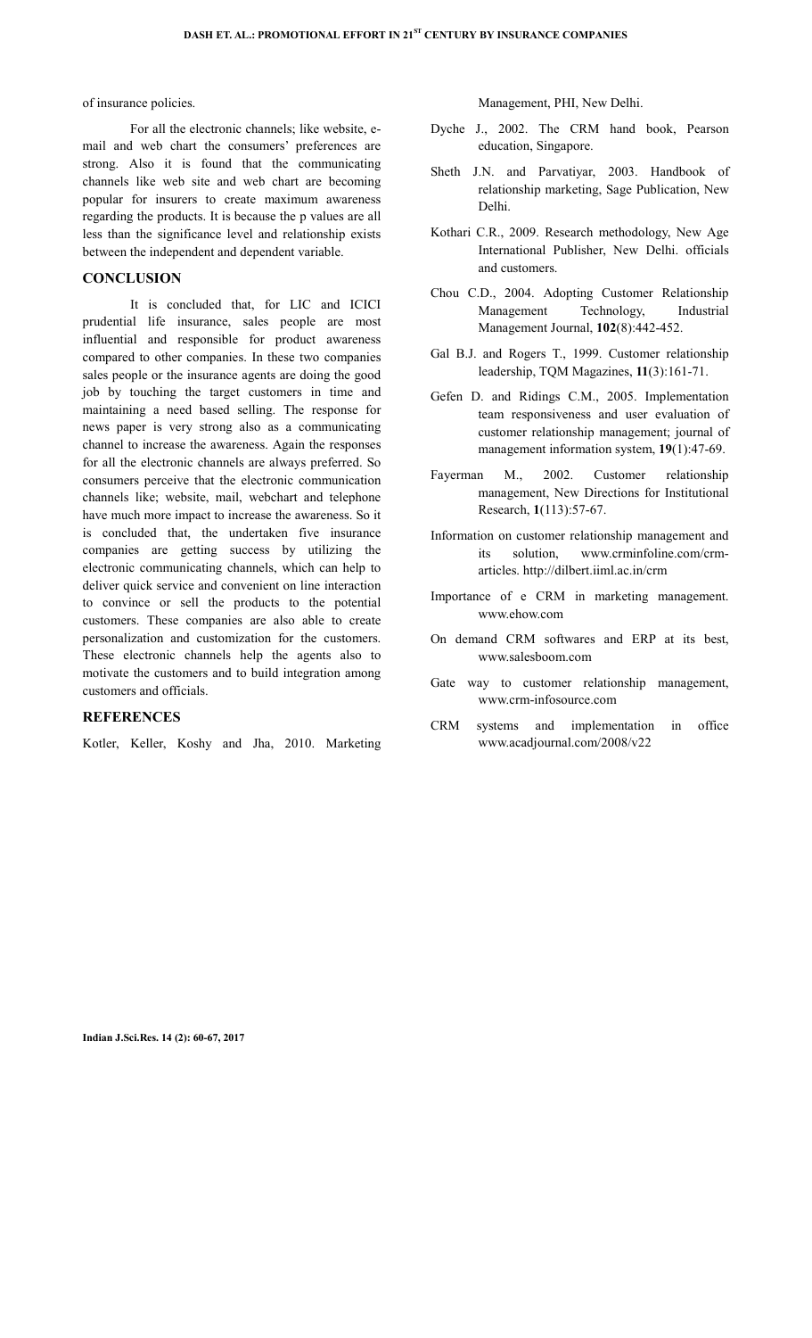of insurance policies.

For all the electronic channels; like website, e-mail and web chart the consumers' preferences are strong. Also it is found that the communicating channels like web site and web chart are becoming popular for insurers to create maximum awareness regarding the products. It is because the p values are all less than the significance level and relationship exists between the independent and dependent variable.

## CONCLUSION

It is concluded that, for LIC and ICICI prudential life insurance, sales people are most influential and responsible for product awareness compared to other companies. In these two companies sales people or the insurance agents are doing the good job by touching the target customers in time and maintaining a need based selling. The response for news paper is very strong also as a communicating channel to increase the awareness. Again the responses for all the electronic channels are always preferred. So consumers perceive that the electronic communication channels like; website, mail, webchart and telephone have much more impact to increase the awareness. So it is concluded that, the undertaken five insurance companies are getting success by utilizing the electronic communicating channels, which can help to deliver quick service and convenient on line interaction to convince or sell the products to the potential customers. These companies are also able to create personalization and customization for the customers. These electronic channels help the agents also to motivate the customers and to build integration among customers and officials.

## REFERENCES

Kotler, Keller, Koshy and Jha, 2010. Marketing Management, PHI, New Delhi.

Dyche J., 2002. The CRM hand book, Pearson education, Singapore.

Sheth J.N. and Parvatiyar, 2003. Handbook of relationship marketing, Sage Publication, New Delhi.

Kothari C.R., 2009. Research methodology, New Age International Publisher, New Delhi. officials and customers.

Chou C.D., 2004. Adopting Customer Relationship Management Technology, Industrial Management Journal, **102**(8):442-452.

Gal B.J. and Rogers T., 1999. Customer relationship leadership, TQM Magazines, **11**(3):161-71.

Gefen D. and Ridings C.M., 2005. Implementation team responsiveness and user evaluation of customer relationship management; journal of management information system, **19**(1):47-69.

Fayerman M., 2002. Customer relationship management, New Directions for Institutional Research, **1**(113):57-67.

Information on customer relationship management and its solution, www.crminfoline.com/crm-articles. http://dilbert.iiml.ac.in/crm

Importance of e CRM in marketing management. www.ehow.com

On demand CRM softwares and ERP at its best, www.salesboom.com

Gate way to customer relationship management, www.crm-infosource.com

CRM systems and implementation in office www.acadjournal.com/2008/v22